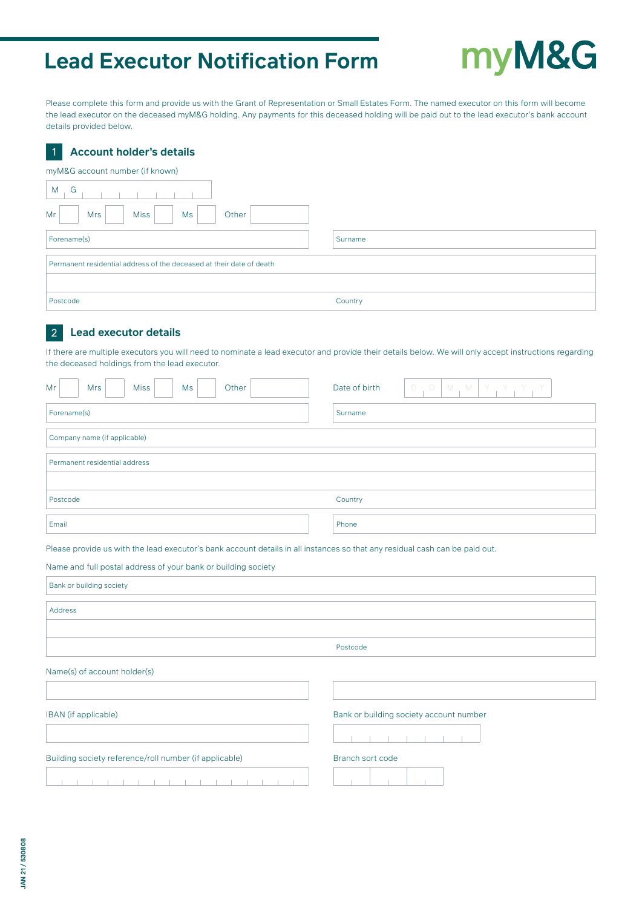# Lead Executor Notification Form

myM&G

Please complete this form and provide us with the Grant of Representation or Small Estates Form. The named executor on this form will become the lead executor on the deceased myM&G holding. Any payments for this deceased holding will be paid out to the lead executor's bank account details provided below.

## 1 Account holder's details

myM&G account number (if known)

M G

Mr Mrs Miss Ms Other

Forename(s)

Surname

Permanent residential address of the deceased at their date of death

Postcode

Country

## 2 Lead executor details

If there are multiple executors you will need to nominate a lead executor and provide their details below. We will only accept instructions regarding the deceased holdings from the lead executor.

Mr Mrs Miss Ms Other

Date of birth D D M M Y Y Y Y

Forename(s)

Surname

Company name (if applicable)

Permanent residential address

Postcode

Country

Email

Phone

Please provide us with the lead executor's bank account details in all instances so that any residual cash can be paid out.

Name and full postal address of your bank or building society

Bank or building society

Address

Postcode

Name(s) of account holder(s)

IBAN (if applicable)

Bank or building society account number

Building society reference/roll number (if applicable)

Branch sort code

JAN 21 / 530808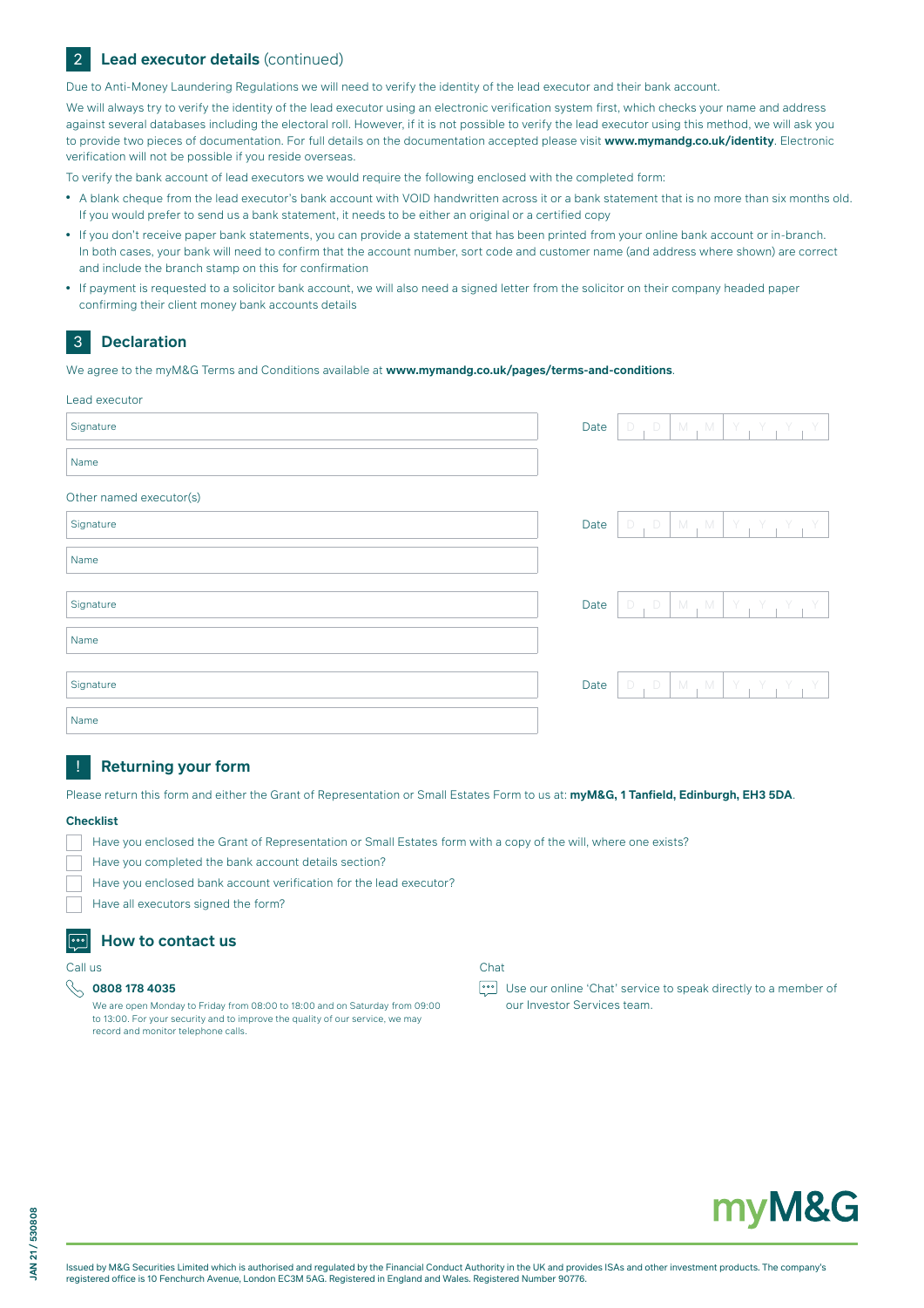## 2 Lead executor details (continued)

Due to Anti-Money Laundering Regulations we will need to verify the identity of the lead executor and their bank account.

We will always try to verify the identity of the lead executor using an electronic verification system first, which checks your name and address against several databases including the electoral roll. However, if it is not possible to verify the lead executor using this method, we will ask you to provide two pieces of documentation. For full details on the documentation accepted please visit **www.mymandg.co.uk/identity**. Electronic verification will not be possible if you reside overseas.

To verify the bank account of lead executors we would require the following enclosed with the completed form:

- A blank cheque from the lead executor's bank account with VOID handwritten across it or a bank statement that is no more than six months old. If you would prefer to send us a bank statement, it needs to be either an original or a certified copy
- If you don't receive paper bank statements, you can provide a statement that has been printed from your online bank account or in-branch. In both cases, your bank will need to confirm that the account number, sort code and customer name (and address where shown) are correct and include the branch stamp on this for confirmation
- If payment is requested to a solicitor bank account, we will also need a signed letter from the solicitor on their company headed paper confirming their client money bank accounts details

## 3 Declaration

We agree to the myM&G Terms and Conditions available at **www.mymandg.co.uk/pages/terms-and-conditions**.

Lead executor

Signature | Date D D M M Y Y Y Y

Name

Other named executor(s)

Signature | Date D D M M Y Y Y Y

Name

Signature | Date D D M M Y Y Y Y

Name

Signature | Date D D M M Y Y Y Y

Name

## ! Returning your form

Please return this form and either the Grant of Representation or Small Estates Form to us at: **myM&G, 1 Tanfield, Edinburgh, EH3 5DA**.

**Checklist**

- ☐ Have you enclosed the Grant of Representation or Small Estates form with a copy of the will, where one exists?
- ☐ Have you completed the bank account details section?
- ☐ Have you enclosed bank account verification for the lead executor?
- ☐ Have all executors signed the form?

## How to contact us

Call us

**0808 178 4035**

We are open Monday to Friday from 08:00 to 18:00 and on Saturday from 09:00 to 13:00. For your security and to improve the quality of our service, we may record and monitor telephone calls.

Chat

Use our online 'Chat' service to speak directly to a member of our Investor Services team.

myM&G

JAN 21 / 530808

Issued by M&G Securities Limited which is authorised and regulated by the Financial Conduct Authority in the UK and provides ISAs and other investment products. The company's registered office is 10 Fenchurch Avenue, London EC3M 5AG. Registered in England and Wales. Registered Number 90776.